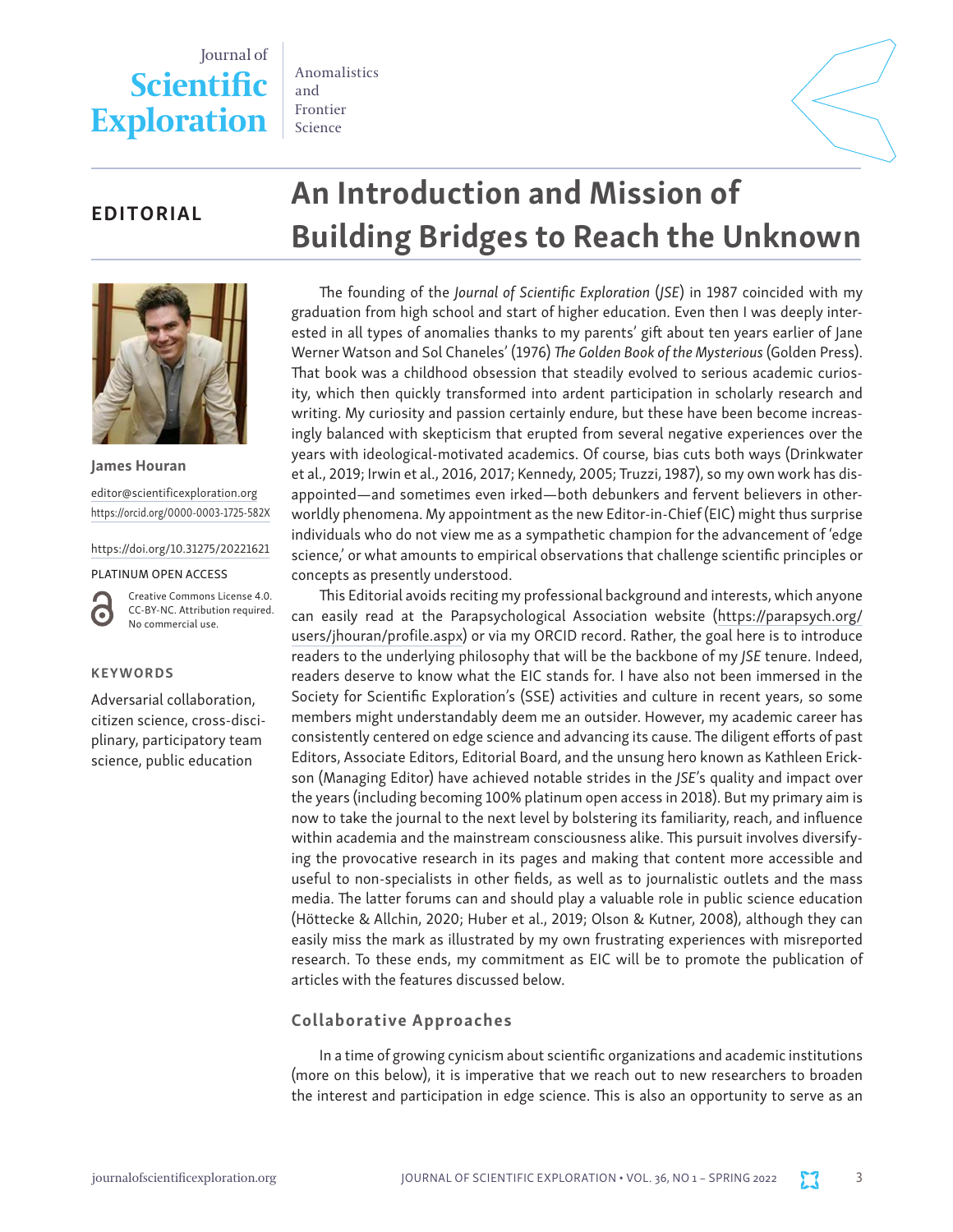EDITORIAL

# An Introduction and Mission of Building Bridges to Reach the Unknown

**James Houran**

editor@scientificexploration.org
https://orcid.org/0000-0003-1725-582X

https://doi.org/10.31275/20221621

PLATINUM OPEN ACCESS

Creative Commons License 4.0. CC-BY-NC. Attribution required. No commercial use.

**KEYWORDS**

Adversarial collaboration, citizen science, cross-disciplinary, participatory team science, public education

The founding of the *Journal of Scientific Exploration* (*JSE*) in 1987 coincided with my graduation from high school and start of higher education. Even then I was deeply interested in all types of anomalies thanks to my parents' gift about ten years earlier of Jane Werner Watson and Sol Chaneles' (1976) *The Golden Book of the Mysterious* (Golden Press). That book was a childhood obsession that steadily evolved to serious academic curiosity, which then quickly transformed into ardent participation in scholarly research and writing. My curiosity and passion certainly endure, but these have been become increasingly balanced with skepticism that erupted from several negative experiences over the years with ideological-motivated academics. Of course, bias cuts both ways (Drinkwater et al., 2019; Irwin et al., 2016, 2017; Kennedy, 2005; Truzzi, 1987), so my own work has disappointed—and sometimes even irked—both debunkers and fervent believers in otherworldly phenomena. My appointment as the new Editor-in-Chief (EIC) might thus surprise individuals who do not view me as a sympathetic champion for the advancement of 'edge science,' or what amounts to empirical observations that challenge scientific principles or concepts as presently understood.

This Editorial avoids reciting my professional background and interests, which anyone can easily read at the Parapsychological Association website (https://parapsych.org/users/jhouran/profile.aspx) or via my ORCID record. Rather, the goal here is to introduce readers to the underlying philosophy that will be the backbone of my *JSE* tenure. Indeed, readers deserve to know what the EIC stands for. I have also not been immersed in the Society for Scientific Exploration's (SSE) activities and culture in recent years, so some members might understandably deem me an outsider. However, my academic career has consistently centered on edge science and advancing its cause. The diligent efforts of past Editors, Associate Editors, Editorial Board, and the unsung hero known as Kathleen Erickson (Managing Editor) have achieved notable strides in the *JSE*'s quality and impact over the years (including becoming 100% platinum open access in 2018). But my primary aim is now to take the journal to the next level by bolstering its familiarity, reach, and influence within academia and the mainstream consciousness alike. This pursuit involves diversifying the provocative research in its pages and making that content more accessible and useful to non-specialists in other fields, as well as to journalistic outlets and the mass media. The latter forums can and should play a valuable role in public science education (Höttecke & Allchin, 2020; Huber et al., 2019; Olson & Kutner, 2008), although they can easily miss the mark as illustrated by my own frustrating experiences with misreported research. To these ends, my commitment as EIC will be to promote the publication of articles with the features discussed below.

## Collaborative Approaches

In a time of growing cynicism about scientific organizations and academic institutions (more on this below), it is imperative that we reach out to new researchers to broaden the interest and participation in edge science. This is also an opportunity to serve as an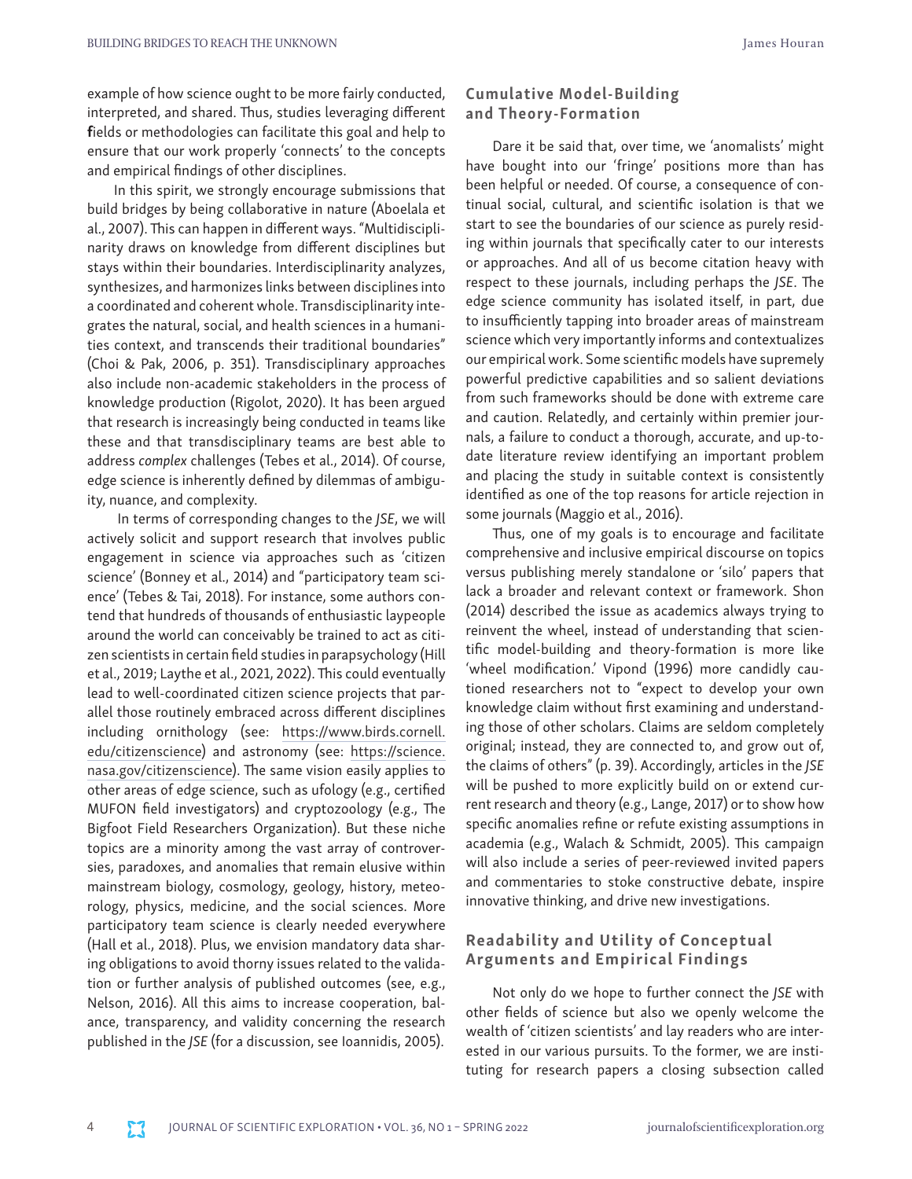example of how science ought to be more fairly conducted, interpreted, and shared. Thus, studies leveraging different fields or methodologies can facilitate this goal and help to ensure that our work properly 'connects' to the concepts and empirical findings of other disciplines.

In this spirit, we strongly encourage submissions that build bridges by being collaborative in nature (Aboelala et al., 2007). This can happen in different ways. "Multidisciplinarity draws on knowledge from different disciplines but stays within their boundaries. Interdisciplinarity analyzes, synthesizes, and harmonizes links between disciplines into a coordinated and coherent whole. Transdisciplinarity integrates the natural, social, and health sciences in a humanities context, and transcends their traditional boundaries" (Choi & Pak, 2006, p. 351). Transdisciplinary approaches also include non-academic stakeholders in the process of knowledge production (Rigolot, 2020). It has been argued that research is increasingly being conducted in teams like these and that transdisciplinary teams are best able to address *complex* challenges (Tebes et al., 2014). Of course, edge science is inherently defined by dilemmas of ambiguity, nuance, and complexity.

In terms of corresponding changes to the *JSE*, we will actively solicit and support research that involves public engagement in science via approaches such as 'citizen science' (Bonney et al., 2014) and "participatory team science' (Tebes & Tai, 2018). For instance, some authors contend that hundreds of thousands of enthusiastic laypeople around the world can conceivably be trained to act as citizen scientists in certain field studies in parapsychology (Hill et al., 2019; Laythe et al., 2021, 2022). This could eventually lead to well-coordinated citizen science projects that parallel those routinely embraced across different disciplines including ornithology (see: https://www.birds.cornell.edu/citizenscience) and astronomy (see: https://science.nasa.gov/citizenscience). The same vision easily applies to other areas of edge science, such as ufology (e.g., certified MUFON field investigators) and cryptozoology (e.g., The Bigfoot Field Researchers Organization). But these niche topics are a minority among the vast array of controversies, paradoxes, and anomalies that remain elusive within mainstream biology, cosmology, geology, history, meteorology, physics, medicine, and the social sciences. More participatory team science is clearly needed everywhere (Hall et al., 2018). Plus, we envision mandatory data sharing obligations to avoid thorny issues related to the validation or further analysis of published outcomes (see, e.g., Nelson, 2016). All this aims to increase cooperation, balance, transparency, and validity concerning the research published in the *JSE* (for a discussion, see Ioannidis, 2005).

## Cumulative Model-Building and Theory-Formation

Dare it be said that, over time, we 'anomalists' might have bought into our 'fringe' positions more than has been helpful or needed. Of course, a consequence of continual social, cultural, and scientific isolation is that we start to see the boundaries of our science as purely residing within journals that specifically cater to our interests or approaches. And all of us become citation heavy with respect to these journals, including perhaps the *JSE*. The edge science community has isolated itself, in part, due to insufficiently tapping into broader areas of mainstream science which very importantly informs and contextualizes our empirical work. Some scientific models have supremely powerful predictive capabilities and so salient deviations from such frameworks should be done with extreme care and caution. Relatedly, and certainly within premier journals, a failure to conduct a thorough, accurate, and up-to-date literature review identifying an important problem and placing the study in suitable context is consistently identified as one of the top reasons for article rejection in some journals (Maggio et al., 2016).

Thus, one of my goals is to encourage and facilitate comprehensive and inclusive empirical discourse on topics versus publishing merely standalone or 'silo' papers that lack a broader and relevant context or framework. Shon (2014) described the issue as academics always trying to reinvent the wheel, instead of understanding that scientific model-building and theory-formation is more like 'wheel modification.' Vipond (1996) more candidly cautioned researchers not to "expect to develop your own knowledge claim without first examining and understanding those of other scholars. Claims are seldom completely original; instead, they are connected to, and grow out of, the claims of others" (p. 39). Accordingly, articles in the *JSE* will be pushed to more explicitly build on or extend current research and theory (e.g., Lange, 2017) or to show how specific anomalies refine or refute existing assumptions in academia (e.g., Walach & Schmidt, 2005). This campaign will also include a series of peer-reviewed invited papers and commentaries to stoke constructive debate, inspire innovative thinking, and drive new investigations.

## Readability and Utility of Conceptual Arguments and Empirical Findings

Not only do we hope to further connect the *JSE* with other fields of science but also we openly welcome the wealth of 'citizen scientists' and lay readers who are interested in our various pursuits. To the former, we are instituting for research papers a closing subsection called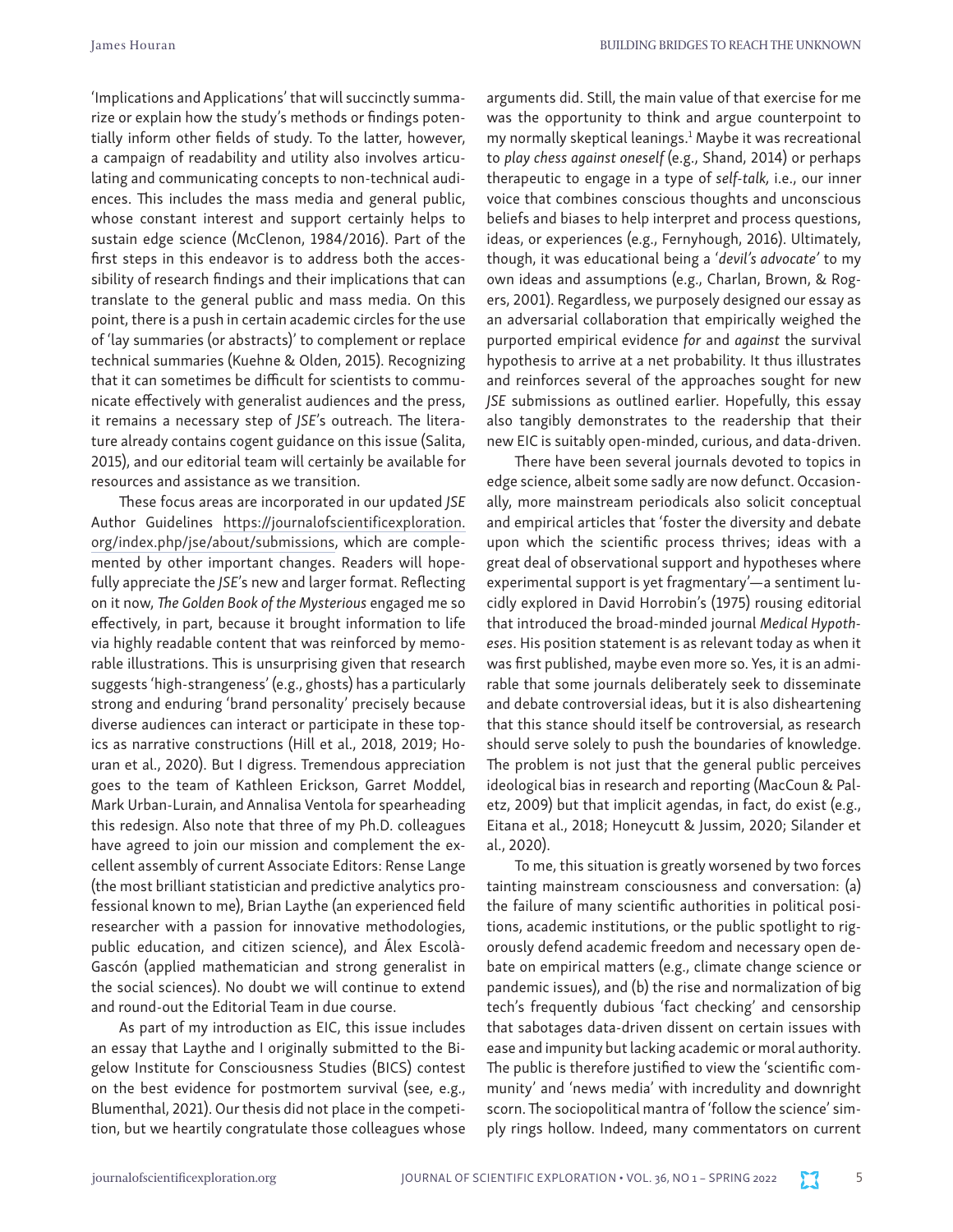'Implications and Applications' that will succinctly summarize or explain how the study's methods or findings potentially inform other fields of study. To the latter, however, a campaign of readability and utility also involves articulating and communicating concepts to non-technical audiences. This includes the mass media and general public, whose constant interest and support certainly helps to sustain edge science (McClenon, 1984/2016). Part of the first steps in this endeavor is to address both the accessibility of research findings and their implications that can translate to the general public and mass media. On this point, there is a push in certain academic circles for the use of 'lay summaries (or abstracts)' to complement or replace technical summaries (Kuehne & Olden, 2015). Recognizing that it can sometimes be difficult for scientists to communicate effectively with generalist audiences and the press, it remains a necessary step of *JSE*'s outreach. The literature already contains cogent guidance on this issue (Salita, 2015), and our editorial team will certainly be available for resources and assistance as we transition.

These focus areas are incorporated in our updated *JSE* Author Guidelines https://journalofscientificexploration.org/index.php/jse/about/submissions, which are complemented by other important changes. Readers will hopefully appreciate the *JSE*'s new and larger format. Reflecting on it now, *The Golden Book of the Mysterious* engaged me so effectively, in part, because it brought information to life via highly readable content that was reinforced by memorable illustrations. This is unsurprising given that research suggests 'high-strangeness' (e.g., ghosts) has a particularly strong and enduring 'brand personality' precisely because diverse audiences can interact or participate in these topics as narrative constructions (Hill et al., 2018, 2019; Houran et al., 2020). But I digress. Tremendous appreciation goes to the team of Kathleen Erickson, Garret Moddel, Mark Urban-Lurain, and Annalisa Ventola for spearheading this redesign. Also note that three of my Ph.D. colleagues have agreed to join our mission and complement the excellent assembly of current Associate Editors: Rense Lange (the most brilliant statistician and predictive analytics professional known to me), Brian Laythe (an experienced field researcher with a passion for innovative methodologies, public education, and citizen science), and Álex Escolà-Gascón (applied mathematician and strong generalist in the social sciences). No doubt we will continue to extend and round-out the Editorial Team in due course.

As part of my introduction as EIC, this issue includes an essay that Laythe and I originally submitted to the Bigelow Institute for Consciousness Studies (BICS) contest on the best evidence for postmortem survival (see, e.g., Blumenthal, 2021). Our thesis did not place in the competition, but we heartily congratulate those colleagues whose arguments did. Still, the main value of that exercise for me was the opportunity to think and argue counterpoint to my normally skeptical leanings.[1] Maybe it was recreational to *play chess against oneself* (e.g., Shand, 2014) or perhaps therapeutic to engage in a type of *self-talk,* i.e., our inner voice that combines conscious thoughts and unconscious beliefs and biases to help interpret and process questions, ideas, or experiences (e.g., Fernyhough, 2016). Ultimately, though, it was educational being a '*devil's advocate'* to my own ideas and assumptions (e.g., Charlan, Brown, & Rogers, 2001). Regardless, we purposely designed our essay as an adversarial collaboration that empirically weighed the purported empirical evidence *for* and *against* the survival hypothesis to arrive at a net probability. It thus illustrates and reinforces several of the approaches sought for new *JSE* submissions as outlined earlier. Hopefully, this essay also tangibly demonstrates to the readership that their new EIC is suitably open-minded, curious, and data-driven.

There have been several journals devoted to topics in edge science, albeit some sadly are now defunct. Occasionally, more mainstream periodicals also solicit conceptual and empirical articles that 'foster the diversity and debate upon which the scientific process thrives; ideas with a great deal of observational support and hypotheses where experimental support is yet fragmentary'—a sentiment lucidly explored in David Horrobin's (1975) rousing editorial that introduced the broad-minded journal *Medical Hypotheses*. His position statement is as relevant today as when it was first published, maybe even more so. Yes, it is an admirable that some journals deliberately seek to disseminate and debate controversial ideas, but it is also disheartening that this stance should itself be controversial, as research should serve solely to push the boundaries of knowledge. The problem is not just that the general public perceives ideological bias in research and reporting (MacCoun & Paletz, 2009) but that implicit agendas, in fact, do exist (e.g., Eitana et al., 2018; Honeycutt & Jussim, 2020; Silander et al., 2020).

To me, this situation is greatly worsened by two forces tainting mainstream consciousness and conversation: (a) the failure of many scientific authorities in political positions, academic institutions, or the public spotlight to rigorously defend academic freedom and necessary open debate on empirical matters (e.g., climate change science or pandemic issues), and (b) the rise and normalization of big tech's frequently dubious 'fact checking' and censorship that sabotages data-driven dissent on certain issues with ease and impunity but lacking academic or moral authority. The public is therefore justified to view the 'scientific community' and 'news media' with incredulity and downright scorn. The sociopolitical mantra of 'follow the science' simply rings hollow. Indeed, many commentators on current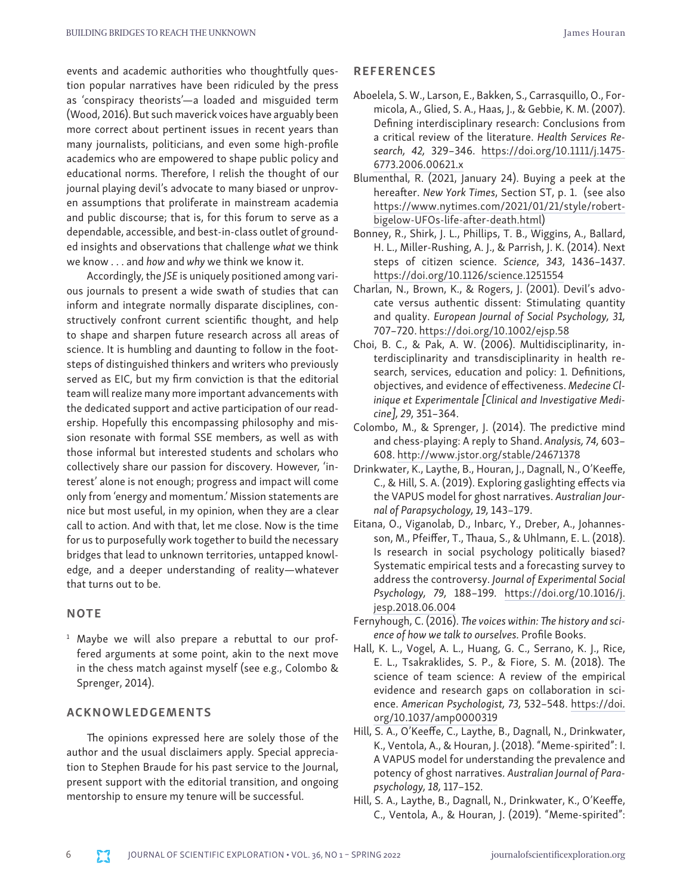events and academic authorities who thoughtfully question popular narratives have been ridiculed by the press as 'conspiracy theorists'—a loaded and misguided term (Wood, 2016). But such maverick voices have arguably been more correct about pertinent issues in recent years than many journalists, politicians, and even some high-profile academics who are empowered to shape public policy and educational norms. Therefore, I relish the thought of our journal playing devil's advocate to many biased or unproven assumptions that proliferate in mainstream academia and public discourse; that is, for this forum to serve as a dependable, accessible, and best-in-class outlet of grounded insights and observations that challenge *what* we think we know . . . and *how* and *why* we think we know it.

Accordingly, the *JSE* is uniquely positioned among various journals to present a wide swath of studies that can inform and integrate normally disparate disciplines, constructively confront current scientific thought, and help to shape and sharpen future research across all areas of science. It is humbling and daunting to follow in the footsteps of distinguished thinkers and writers who previously served as EIC, but my firm conviction is that the editorial team will realize many more important advancements with the dedicated support and active participation of our readership. Hopefully this encompassing philosophy and mission resonate with formal SSE members, as well as with those informal but interested students and scholars who collectively share our passion for discovery. However, 'interest' alone is not enough; progress and impact will come only from 'energy and momentum.' Mission statements are nice but most useful, in my opinion, when they are a clear call to action. And with that, let me close. Now is the time for us to purposefully work together to build the necessary bridges that lead to unknown territories, untapped knowledge, and a deeper understanding of reality—whatever that turns out to be.

## NOTE

[1] Maybe we will also prepare a rebuttal to our proffered arguments at some point, akin to the next move in the chess match against myself (see e.g., Colombo & Sprenger, 2014).

## ACKNOWLEDGEMENTS

The opinions expressed here are solely those of the author and the usual disclaimers apply. Special appreciation to Stephen Braude for his past service to the Journal, present support with the editorial transition, and ongoing mentorship to ensure my tenure will be successful.

## REFERENCES

Aboelela, S. W., Larson, E., Bakken, S., Carrasquillo, O., Formicola, A., Glied, S. A., Haas, J., & Gebbie, K. M. (2007). Defining interdisciplinary research: Conclusions from a critical review of the literature. *Health Services Research, 42,* 329–346. https://doi.org/10.1111/j.1475-6773.2006.00621.x

Blumenthal, R. (2021, January 24). Buying a peek at the hereafter. *New York Times*, Section ST, p. 1. (see also https://www.nytimes.com/2021/01/21/style/robert-bigelow-UFOs-life-after-death.html)

Bonney, R., Shirk, J. L., Phillips, T. B., Wiggins, A., Ballard, H. L., Miller-Rushing, A. J., & Parrish, J. K. (2014). Next steps of citizen science. *Science*, *343*, 1436–1437. https://doi.org/10.1126/science.1251554

Charlan, N., Brown, K., & Rogers, J. (2001). Devil's advocate versus authentic dissent: Stimulating quantity and quality. *European Journal of Social Psychology, 31,* 707–720. https://doi.org/10.1002/ejsp.58

Choi, B. C., & Pak, A. W. (2006). Multidisciplinarity, interdisciplinarity and transdisciplinarity in health research, services, education and policy: 1. Definitions, objectives, and evidence of effectiveness. *Medecine Clinique et Experimentale [Clinical and Investigative Medicine], 29,* 351–364.

Colombo, M., & Sprenger, J. (2014). The predictive mind and chess-playing: A reply to Shand. *Analysis, 74,* 603–608. http://www.jstor.org/stable/24671378

Drinkwater, K., Laythe, B., Houran, J., Dagnall, N., O'Keeffe, C., & Hill, S. A. (2019). Exploring gaslighting effects via the VAPUS model for ghost narratives. *Australian Journal of Parapsychology, 19,* 143–179.

Eitana, O., Viganolab, D., Inbarc, Y., Dreber, A., Johannesson, M., Pfeiffer, T., Thaua, S., & Uhlmann, E. L. (2018). Is research in social psychology politically biased? Systematic empirical tests and a forecasting survey to address the controversy. *Journal of Experimental Social Psychology, 79,* 188–199. https://doi.org/10.1016/j.jesp.2018.06.004

Fernyhough, C. (2016). *The voices within: The history and science of how we talk to ourselves.* Profile Books.

Hall, K. L., Vogel, A. L., Huang, G. C., Serrano, K. J., Rice, E. L., Tsakraklides, S. P., & Fiore, S. M. (2018). The science of team science: A review of the empirical evidence and research gaps on collaboration in science. *American Psychologist, 73,* 532–548. https://doi.org/10.1037/amp0000319

Hill, S. A., O'Keeffe, C., Laythe, B., Dagnall, N., Drinkwater, K., Ventola, A., & Houran, J. (2018). "Meme-spirited": I. A VAPUS model for understanding the prevalence and potency of ghost narratives. *Australian Journal of Parapsychology, 18,* 117–152.

Hill, S. A., Laythe, B., Dagnall, N., Drinkwater, K., O'Keeffe, C., Ventola, A., & Houran, J. (2019). "Meme-spirited":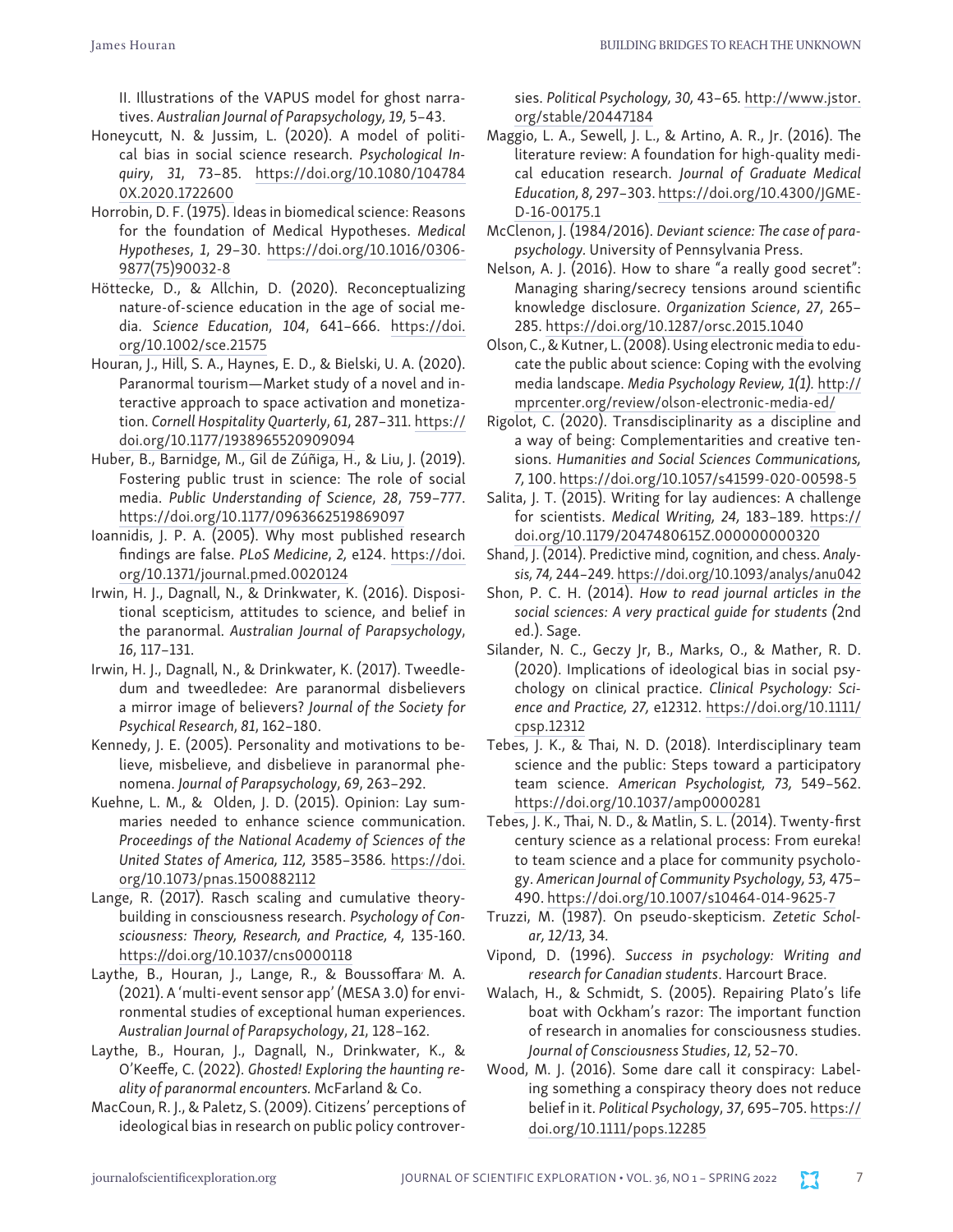II. Illustrations of the VAPUS model for ghost narratives. *Australian Journal of Parapsychology, 19,* 5–43.

Honeycutt, N. & Jussim, L. (2020). A model of political bias in social science research. *Psychological Inquiry*, *31*, 73–85. https://doi.org/10.1080/1047840X.2020.1722600

Horrobin, D. F. (1975). Ideas in biomedical science: Reasons for the foundation of Medical Hypotheses. *Medical Hypotheses*, *1*, 29–30. https://doi.org/10.1016/0306-9877(75)90032-8

Höttecke, D., & Allchin, D. (2020). Reconceptualizing nature-of-science education in the age of social media. *Science Education*, *104*, 641–666. https://doi.org/10.1002/sce.21575

Houran, J., Hill, S. A., Haynes, E. D., & Bielski, U. A. (2020). Paranormal tourism—Market study of a novel and interactive approach to space activation and monetization. *Cornell Hospitality Quarterly*, *61*, 287–311. https://doi.org/10.1177/1938965520909094

Huber, B., Barnidge, M., Gil de Zúñiga, H., & Liu, J. (2019). Fostering public trust in science: The role of social media. *Public Understanding of Science*, *28*, 759–777. https://doi.org/10.1177/0963662519869097

Ioannidis, J. P. A. (2005). Why most published research findings are false. *PLoS Medicine*, *2,* e124. https://doi.org/10.1371/journal.pmed.0020124

Irwin, H. J., Dagnall, N., & Drinkwater, K. (2016). Dispositional scepticism, attitudes to science, and belief in the paranormal. *Australian Journal of Parapsychology*, *16*, 117–131.

Irwin, H. J., Dagnall, N., & Drinkwater, K. (2017). Tweedledum and tweedledee: Are paranormal disbelievers a mirror image of believers? *Journal of the Society for Psychical Research*, *81*, 162–180.

Kennedy, J. E. (2005). Personality and motivations to believe, misbelieve, and disbelieve in paranormal phenomena. *Journal of Parapsychology*, *69*, 263–292.

Kuehne, L. M., & Olden, J. D. (2015). Opinion: Lay summaries needed to enhance science communication. *Proceedings of the National Academy of Sciences of the United States of America, 112,* 3585–3586. https://doi.org/10.1073/pnas.1500882112

Lange, R. (2017). Rasch scaling and cumulative theory-building in consciousness research. *Psychology of Consciousness: Theory, Research, and Practice, 4,* 135-160. https://doi.org/10.1037/cns0000118

Laythe, B., Houran, J., Lange, R., & Boussoffara, M. A. (2021). A 'multi-event sensor app' (MESA 3.0) for environmental studies of exceptional human experiences. *Australian Journal of Parapsychology*, *21*, 128–162.

Laythe, B., Houran, J., Dagnall, N., Drinkwater, K., & O'Keeffe, C. (2022). *Ghosted! Exploring the haunting reality of paranormal encounters.* McFarland & Co.

MacCoun, R. J., & Paletz, S. (2009). Citizens' perceptions of ideological bias in research on public policy controversies. *Political Psychology, 30,* 43–65. http://www.jstor.org/stable/20447184

Maggio, L. A., Sewell, J. L., & Artino, A. R., Jr. (2016). The literature review: A foundation for high-quality medical education research. *Journal of Graduate Medical Education, 8,* 297–303. https://doi.org/10.4300/JGME-D-16-00175.1

McClenon, J. (1984/2016). *Deviant science: The case of parapsychology.* University of Pennsylvania Press.

Nelson, A. J. (2016). How to share "a really good secret": Managing sharing/secrecy tensions around scientific knowledge disclosure. *Organization Science*, *27*, 265–285. https://doi.org/10.1287/orsc.2015.1040

Olson, C., & Kutner, L. (2008). Using electronic media to educate the public about science: Coping with the evolving media landscape. *Media Psychology Review, 1(1).* http://mprcenter.org/review/olson-electronic-media-ed/

Rigolot, C. (2020). Transdisciplinarity as a discipline and a way of being: Complementarities and creative tensions. *Humanities and Social Sciences Communications, 7,* 100. https://doi.org/10.1057/s41599-020-00598-5

Salita, J. T. (2015). Writing for lay audiences: A challenge for scientists. *Medical Writing, 24,* 183–189. https://doi.org/10.1179/2047480615Z.000000000320

Shand, J. (2014). Predictive mind, cognition, and chess. *Analysis, 74,* 244–249. https://doi.org/10.1093/analys/anu042

Shon, P. C. H. (2014). *How to read journal articles in the social sciences: A very practical guide for students (*2nd ed.). Sage.

Silander, N. C., Geczy Jr, B., Marks, O., & Mather, R. D. (2020). Implications of ideological bias in social psychology on clinical practice. *Clinical Psychology: Science and Practice, 27,* e12312. https://doi.org/10.1111/cpsp.12312

Tebes, J. K., & Thai, N. D. (2018). Interdisciplinary team science and the public: Steps toward a participatory team science. *American Psychologist, 73,* 549–562. https://doi.org/10.1037/amp0000281

Tebes, J. K., Thai, N. D., & Matlin, S. L. (2014). Twenty-first century science as a relational process: From eureka! to team science and a place for community psychology. *American Journal of Community Psychology, 53,* 475–490. https://doi.org/10.1007/s10464-014-9625-7

Truzzi, M. (1987). On pseudo-skepticism. *Zetetic Scholar, 12/13,* 34.

Vipond, D. (1996). *Success in psychology: Writing and research for Canadian students*. Harcourt Brace.

Walach, H., & Schmidt, S. (2005). Repairing Plato's life boat with Ockham's razor: The important function of research in anomalies for consciousness studies. *Journal of Consciousness Studies*, *12*, 52–70.

Wood, M. J. (2016). Some dare call it conspiracy: Labeling something a conspiracy theory does not reduce belief in it. *Political Psychology*, *37*, 695–705. https://doi.org/10.1111/pops.12285